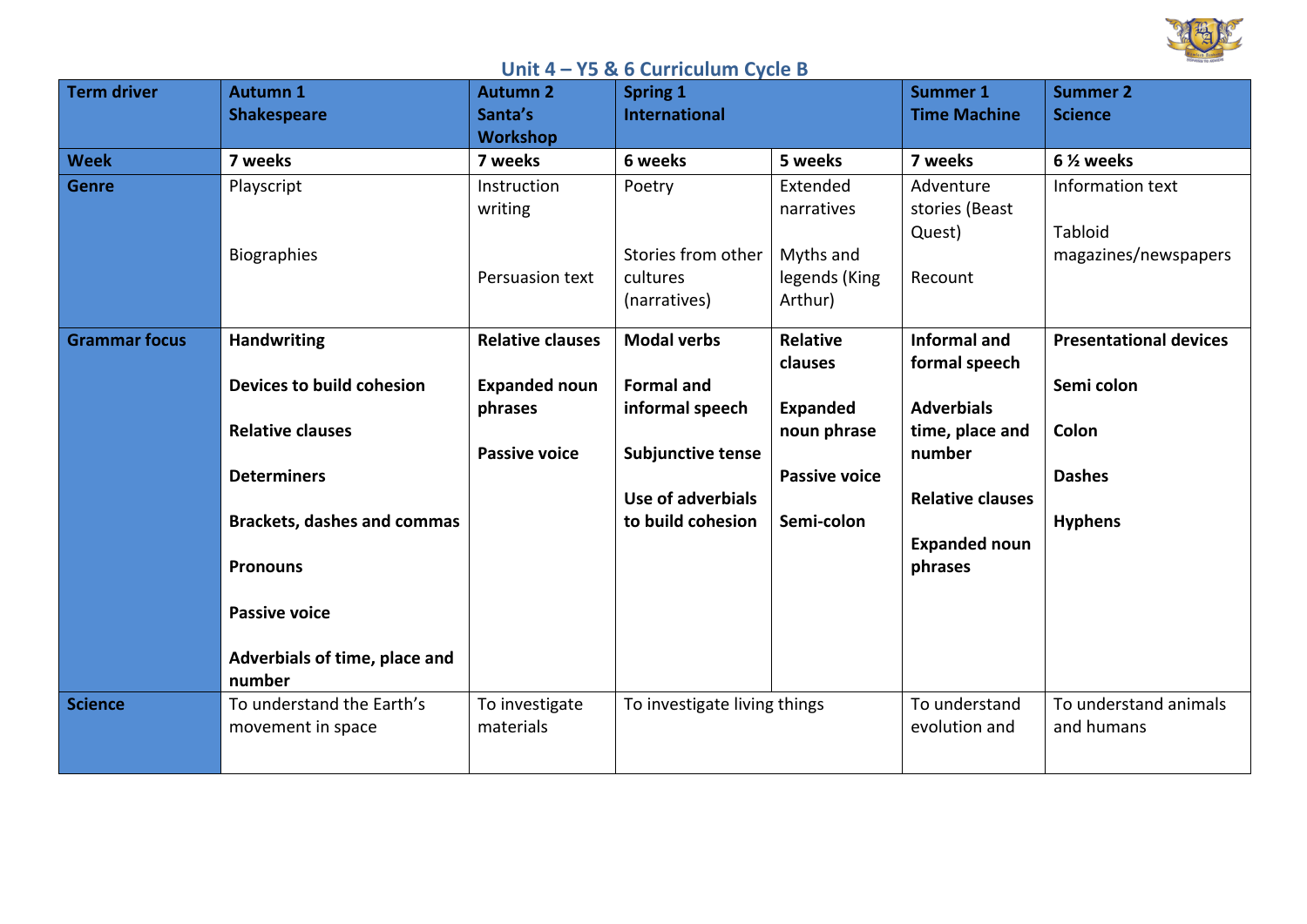## Unit 4 – Y5 & 6 Curriculum Cycle B

| Term driver | Autumn 1<br>Shakespeare | Autumn 2<br>Santa's Workshop | Spring 1<br>International | | Summer 1<br>Time Machine | Summer 2<br>Science |
|---|---|---|---|---|---|---|
| **Week** | **7 weeks** | **7 weeks** | **6 weeks** | **5 weeks** | **7 weeks** | **6 ½ weeks** |
| **Genre** | Playscript<br><br>Biographies | Instruction writing<br><br>Persuasion text | Poetry<br><br>Stories from other cultures (narratives) | Extended narratives<br><br>Myths and legends (King Arthur) | Adventure stories (Beast Quest)<br><br>Recount | Information text<br><br>Tabloid magazines/newspapers |
| **Grammar focus** | **Handwriting**<br><br>**Devices to build cohesion**<br><br>**Relative clauses**<br><br>**Determiners**<br><br>**Brackets, dashes and commas**<br><br>**Pronouns**<br><br>**Passive voice**<br><br>**Adverbials of time, place and number** | **Relative clauses**<br><br>**Expanded noun phrases**<br><br>**Passive voice** | **Modal verbs**<br><br>**Formal and informal speech**<br><br>**Subjunctive tense**<br><br>**Use of adverbials to build cohesion** | **Relative clauses**<br><br>**Expanded noun phrase**<br><br>**Passive voice**<br><br>**Semi-colon** | **Informal and formal speech**<br><br>**Adverbials time, place and number**<br><br>**Relative clauses**<br><br>**Expanded noun phrases** | **Presentational devices**<br><br>**Semi colon**<br><br>**Colon**<br><br>**Dashes**<br><br>**Hyphens** |
| **Science** | To understand the Earth's movement in space | To investigate materials | To investigate living things | | To understand evolution and | To understand animals and humans |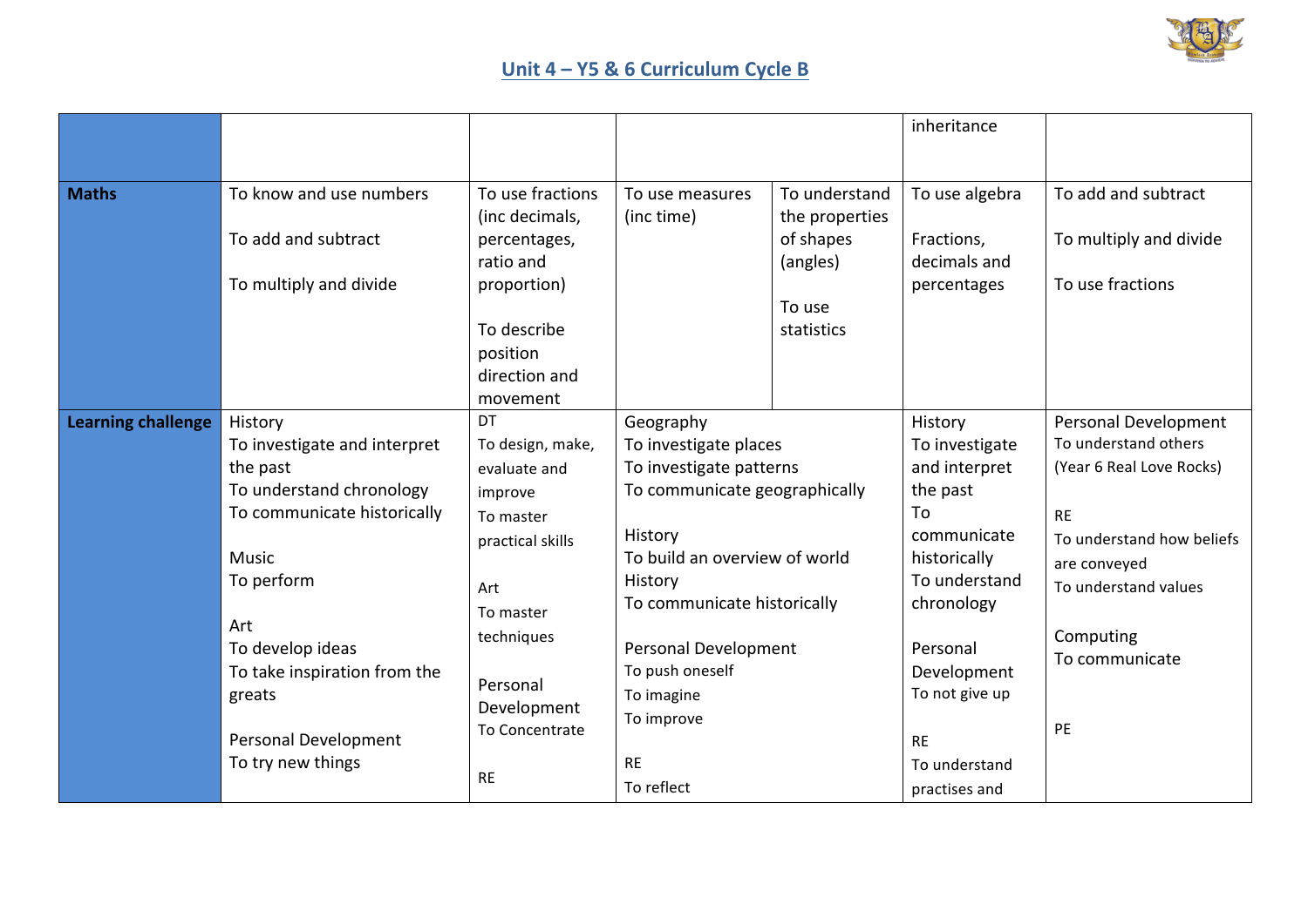## Unit 4 – Y5 & 6 Curriculum Cycle B

| | | | | | | |
|---|---|---|---|---|---|---|
| | | | | | inheritance | |
| **Maths** | To know and use numbers<br><br>To add and subtract<br><br>To multiply and divide | To use fractions (inc decimals, percentages, ratio and proportion)<br><br>To describe position direction and movement | To use measures (inc time) | To understand the properties of shapes (angles)<br><br>To use statistics | To use algebra<br><br>Fractions, decimals and percentages | To add and subtract<br><br>To multiply and divide<br><br>To use fractions |
| **Learning challenge** | History<br>To investigate and interpret the past<br>To understand chronology<br>To communicate historically<br><br>Music<br>To perform<br><br>Art<br>To develop ideas<br>To take inspiration from the greats<br><br>Personal Development<br>To try new things | DT<br>To design, make, evaluate and improve<br>To master practical skills<br><br>Art<br>To master techniques<br><br>Personal Development<br>To Concentrate<br><br>RE | Geography<br>To investigate places<br>To investigate patterns<br>To communicate geographically<br><br>History<br>To build an overview of world History<br>To communicate historically<br><br>Personal Development<br>To push oneself<br>To imagine<br>To improve<br><br>RE<br>To reflect | | History<br>To investigate and interpret the past<br>To communicate historically<br>To understand chronology<br><br>Personal Development<br>To not give up<br><br>RE<br>To understand practises and | Personal Development<br>To understand others<br>(Year 6 Real Love Rocks)<br><br>RE<br>To understand how beliefs are conveyed<br>To understand values<br><br>Computing<br>To communicate<br><br>PE |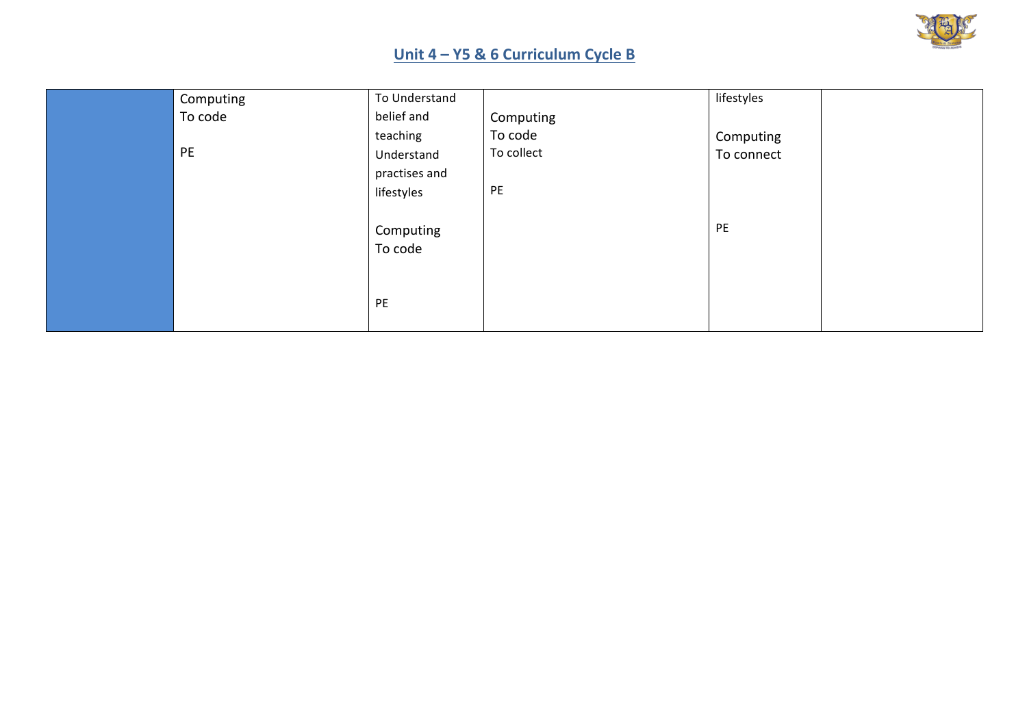## Unit 4 – Y5 & 6 Curriculum Cycle B

| | | | | | |
|---|---|---|---|---|---|
| | Computing<br>To code<br><br>PE | To Understand belief and teaching<br>Understand practises and lifestyles<br><br>Computing<br>To code<br><br>PE | Computing<br>To code<br>To collect<br><br>PE | lifestyles<br><br>Computing<br>To connect<br><br>PE | |